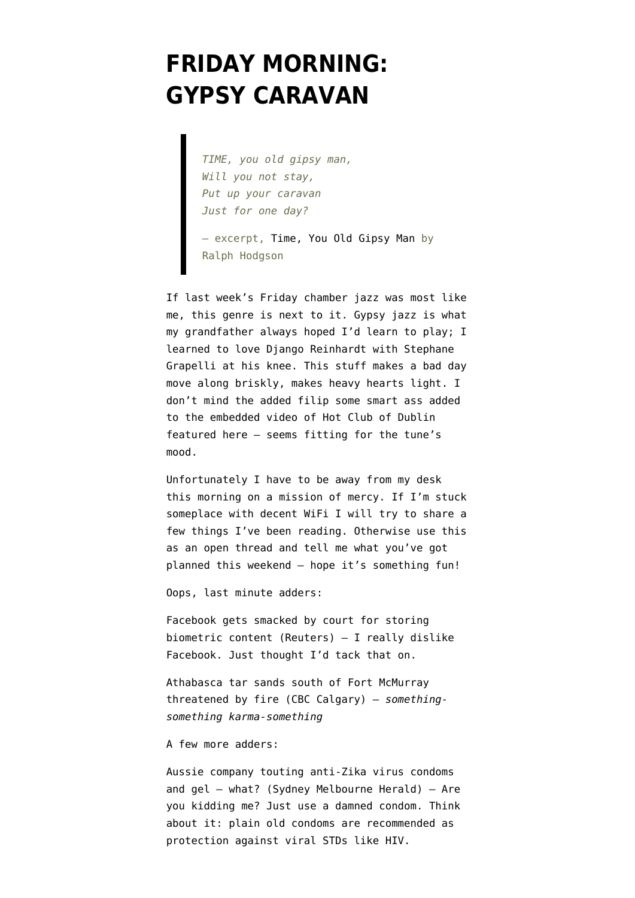# FRIDAY MORNING: GYPSY CARAVAN

> *TIME, you old gipsy man,*
> *Will you not stay,*
> *Put up your caravan*
> *Just for one day?*
>
> — excerpt, Time, You Old Gipsy Man by Ralph Hodgson

If last week's Friday chamber jazz was most like me, this genre is next to it. Gypsy jazz is what my grandfather always hoped I'd learn to play; I learned to love Django Reinhardt with Stephane Grapelli at his knee. This stuff makes a bad day move along briskly, makes heavy hearts light. I don't mind the added filip some smart ass added to the embedded video of Hot Club of Dublin featured here — seems fitting for the tune's mood.

Unfortunately I have to be away from my desk this morning on a mission of mercy. If I'm stuck someplace with decent WiFi I will try to share a few things I've been reading. Otherwise use this as an open thread and tell me what you've got planned this weekend — hope it's something fun!

Oops, last minute adders:

Facebook gets smacked by court for storing biometric content (Reuters) — I really dislike Facebook. Just thought I'd tack that on.

Athabasca tar sands south of Fort McMurray threatened by fire (CBC Calgary) — *something-something karma-something*

A few more adders:

Aussie company touting anti-Zika virus condoms and gel — what? (Sydney Melbourne Herald) — Are you kidding me? Just use a damned condom. Think about it: plain old condoms are recommended as protection against viral STDs like HIV.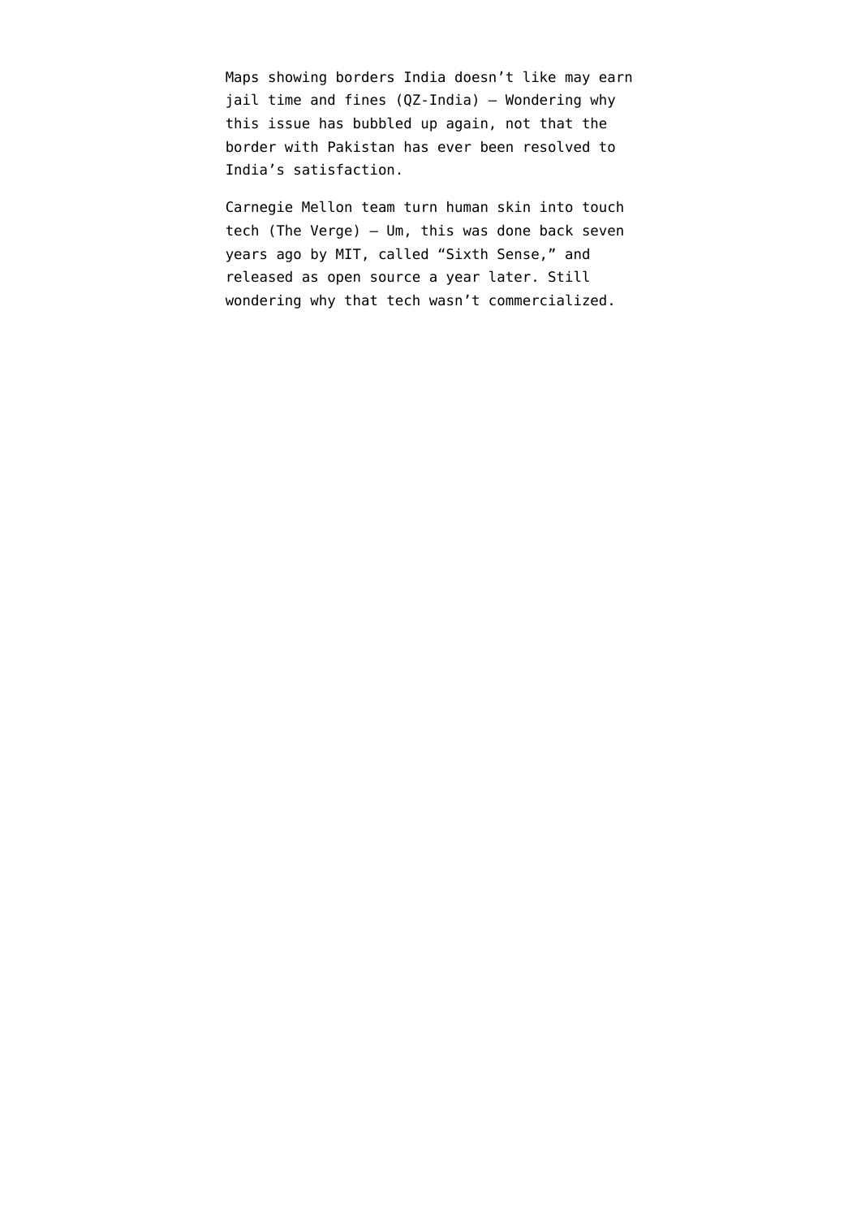Maps showing borders India doesn't like may earn jail time and fines (QZ-India) — Wondering why this issue has bubbled up again, not that the border with Pakistan has ever been resolved to India's satisfaction.

Carnegie Mellon team turn human skin into touch tech (The Verge) — Um, this was done back seven years ago by MIT, called "Sixth Sense," and released as open source a year later. Still wondering why that tech wasn't commercialized.